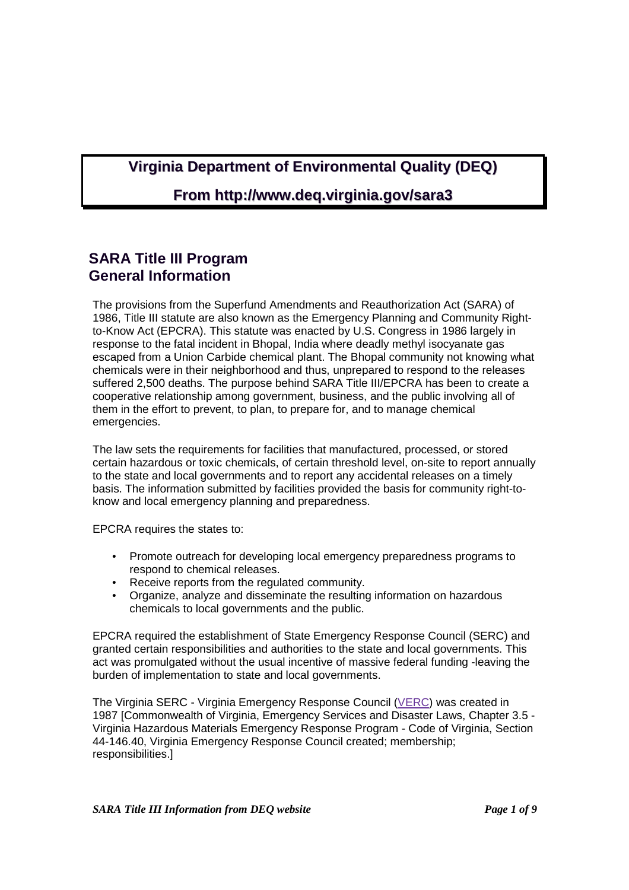**Virginia Department of Environmental Quality (DEQ)**

**From http://www.deq.virginia.gov/sara3**

## SARA Title III Program
## General Information

The provisions from the Superfund Amendments and Reauthorization Act (SARA) of 1986, Title III statute are also known as the Emergency Planning and Community Right-to-Know Act (EPCRA). This statute was enacted by U.S. Congress in 1986 largely in response to the fatal incident in Bhopal, India where deadly methyl isocyanate gas escaped from a Union Carbide chemical plant. The Bhopal community not knowing what chemicals were in their neighborhood and thus, unprepared to respond to the releases suffered 2,500 deaths. The purpose behind SARA Title III/EPCRA has been to create a cooperative relationship among government, business, and the public involving all of them in the effort to prevent, to plan, to prepare for, and to manage chemical emergencies.

The law sets the requirements for facilities that manufactured, processed, or stored certain hazardous or toxic chemicals, of certain threshold level, on-site to report annually to the state and local governments and to report any accidental releases on a timely basis. The information submitted by facilities provided the basis for community right-to-know and local emergency planning and preparedness.

EPCRA requires the states to:

- Promote outreach for developing local emergency preparedness programs to respond to chemical releases.
- Receive reports from the regulated community.
- Organize, analyze and disseminate the resulting information on hazardous chemicals to local governments and the public.

EPCRA required the establishment of State Emergency Response Council (SERC) and granted certain responsibilities and authorities to the state and local governments. This act was promulgated without the usual incentive of massive federal funding -leaving the burden of implementation to state and local governments.

The Virginia SERC - Virginia Emergency Response Council (VERC) was created in 1987 [Commonwealth of Virginia, Emergency Services and Disaster Laws, Chapter 3.5 - Virginia Hazardous Materials Emergency Response Program - Code of Virginia, Section 44-146.40, Virginia Emergency Response Council created; membership; responsibilities.]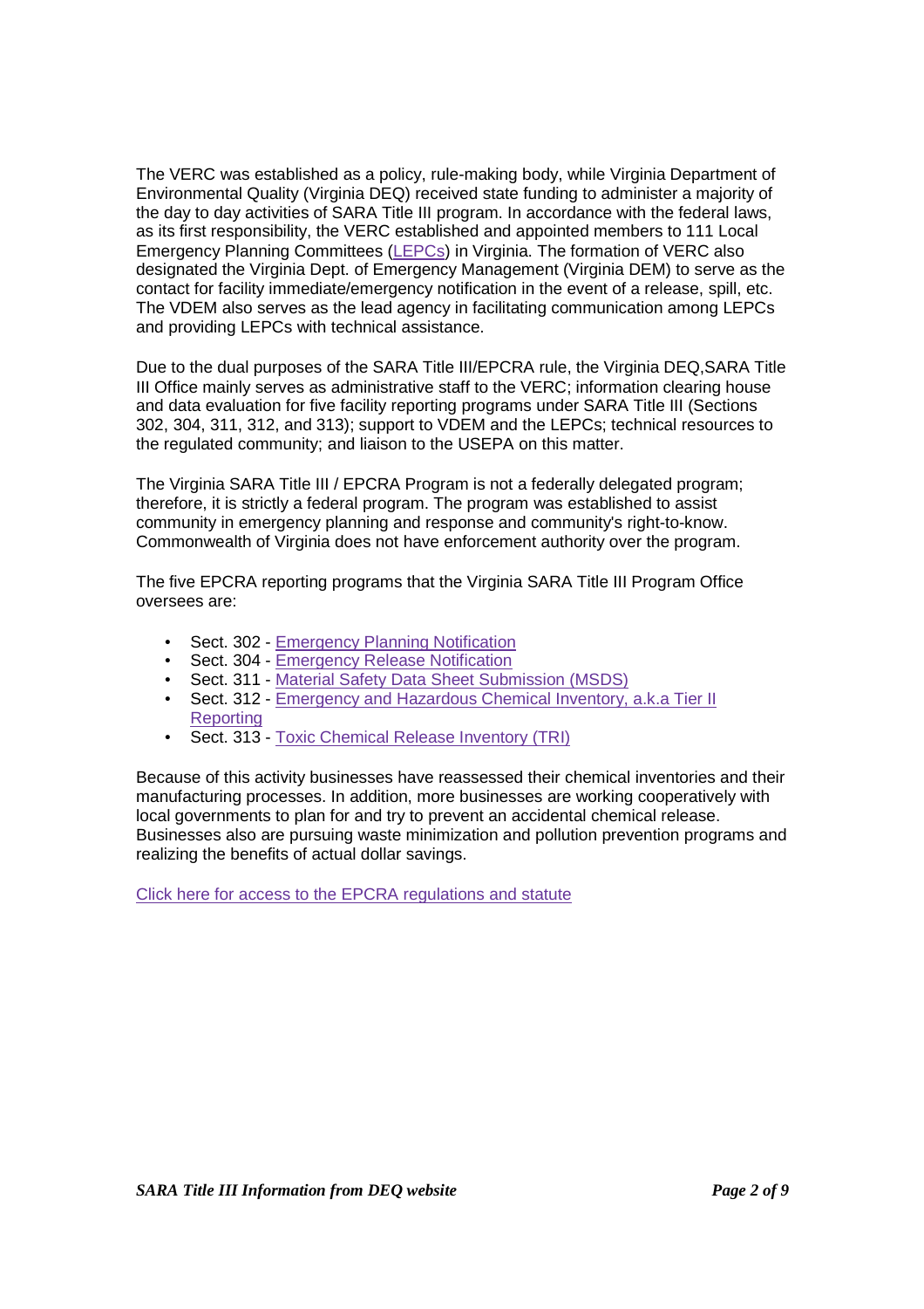The VERC was established as a policy, rule-making body, while Virginia Department of Environmental Quality (Virginia DEQ) received state funding to administer a majority of the day to day activities of SARA Title III program. In accordance with the federal laws, as its first responsibility, the VERC established and appointed members to 111 Local Emergency Planning Committees (LEPCs) in Virginia. The formation of VERC also designated the Virginia Dept. of Emergency Management (Virginia DEM) to serve as the contact for facility immediate/emergency notification in the event of a release, spill, etc. The VDEM also serves as the lead agency in facilitating communication among LEPCs and providing LEPCs with technical assistance.

Due to the dual purposes of the SARA Title III/EPCRA rule, the Virginia DEQ,SARA Title III Office mainly serves as administrative staff to the VERC; information clearing house and data evaluation for five facility reporting programs under SARA Title III (Sections 302, 304, 311, 312, and 313); support to VDEM and the LEPCs; technical resources to the regulated community; and liaison to the USEPA on this matter.

The Virginia SARA Title III / EPCRA Program is not a federally delegated program; therefore, it is strictly a federal program. The program was established to assist community in emergency planning and response and community's right-to-know. Commonwealth of Virginia does not have enforcement authority over the program.

The five EPCRA reporting programs that the Virginia SARA Title III Program Office oversees are:

- Sect. 302 - Emergency Planning Notification
- Sect. 304 - Emergency Release Notification
- Sect. 311 - Material Safety Data Sheet Submission (MSDS)
- Sect. 312 - Emergency and Hazardous Chemical Inventory, a.k.a Tier II Reporting
- Sect. 313 - Toxic Chemical Release Inventory (TRI)

Because of this activity businesses have reassessed their chemical inventories and their manufacturing processes. In addition, more businesses are working cooperatively with local governments to plan for and try to prevent an accidental chemical release. Businesses also are pursuing waste minimization and pollution prevention programs and realizing the benefits of actual dollar savings.

Click here for access to the EPCRA regulations and statute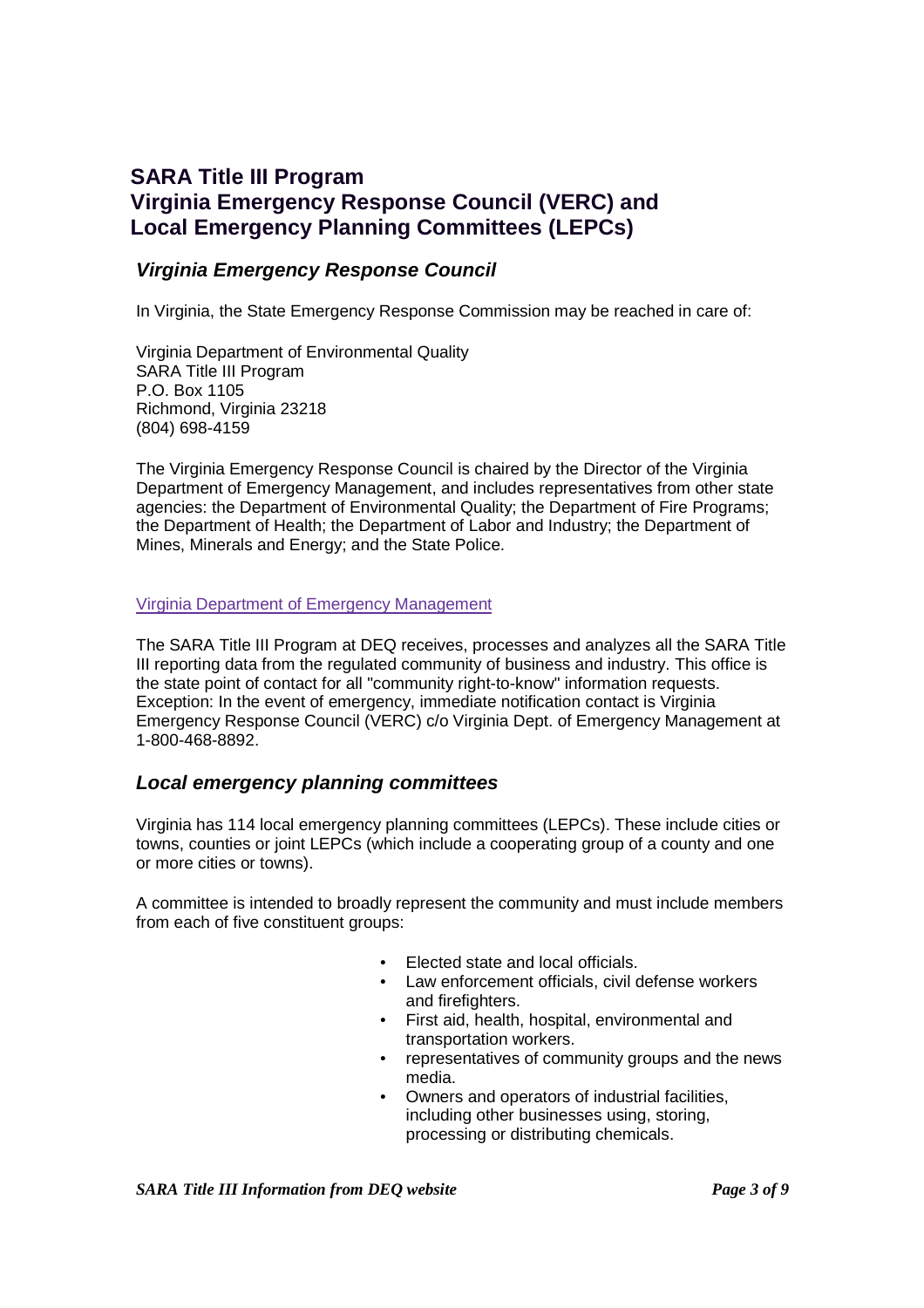# SARA Title III Program
# Virginia Emergency Response Council (VERC) and Local Emergency Planning Committees (LEPCs)

## *Virginia Emergency Response Council*

In Virginia, the State Emergency Response Commission may be reached in care of:

Virginia Department of Environmental Quality
SARA Title III Program
P.O. Box 1105
Richmond, Virginia 23218
(804) 698-4159

The Virginia Emergency Response Council is chaired by the Director of the Virginia Department of Emergency Management, and includes representatives from other state agencies: the Department of Environmental Quality; the Department of Fire Programs; the Department of Health; the Department of Labor and Industry; the Department of Mines, Minerals and Energy; and the State Police.

Virginia Department of Emergency Management

The SARA Title III Program at DEQ receives, processes and analyzes all the SARA Title III reporting data from the regulated community of business and industry. This office is the state point of contact for all "community right-to-know" information requests. Exception: In the event of emergency, immediate notification contact is Virginia Emergency Response Council (VERC) c/o Virginia Dept. of Emergency Management at 1-800-468-8892.

## *Local emergency planning committees*

Virginia has 114 local emergency planning committees (LEPCs). These include cities or towns, counties or joint LEPCs (which include a cooperating group of a county and one or more cities or towns).

A committee is intended to broadly represent the community and must include members from each of five constituent groups:

- Elected state and local officials.
- Law enforcement officials, civil defense workers and firefighters.
- First aid, health, hospital, environmental and transportation workers.
- representatives of community groups and the news media.
- Owners and operators of industrial facilities, including other businesses using, storing, processing or distributing chemicals.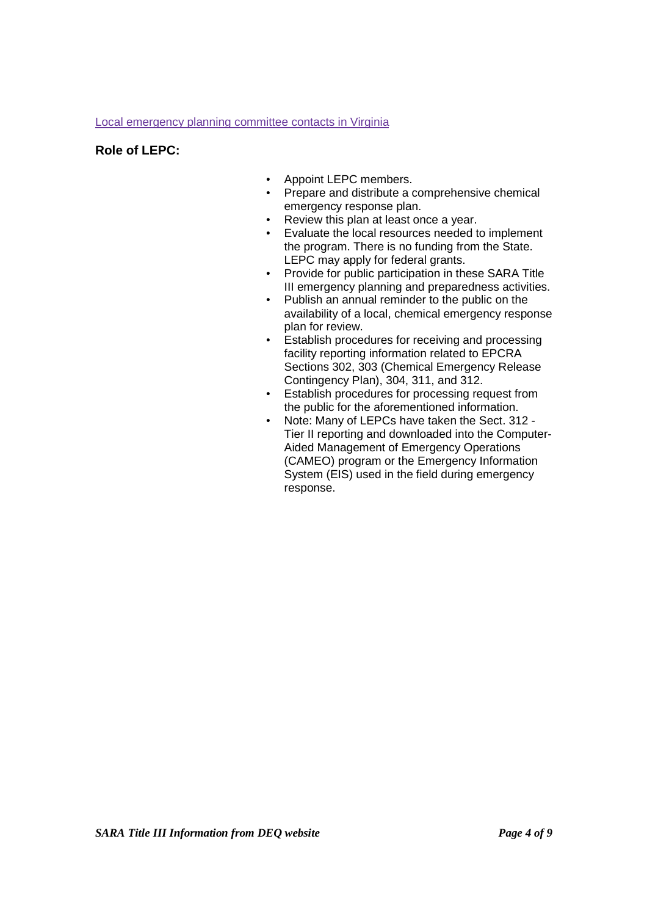[Local emergency planning committee contacts in Virginia]

**Role of LEPC:**

- Appoint LEPC members.
- Prepare and distribute a comprehensive chemical emergency response plan.
- Review this plan at least once a year.
- Evaluate the local resources needed to implement the program. There is no funding from the State. LEPC may apply for federal grants.
- Provide for public participation in these SARA Title III emergency planning and preparedness activities.
- Publish an annual reminder to the public on the availability of a local, chemical emergency response plan for review.
- Establish procedures for receiving and processing facility reporting information related to EPCRA Sections 302, 303 (Chemical Emergency Release Contingency Plan), 304, 311, and 312.
- Establish procedures for processing request from the public for the aforementioned information.
- Note: Many of LEPCs have taken the Sect. 312 - Tier II reporting and downloaded into the Computer-Aided Management of Emergency Operations (CAMEO) program or the Emergency Information System (EIS) used in the field during emergency response.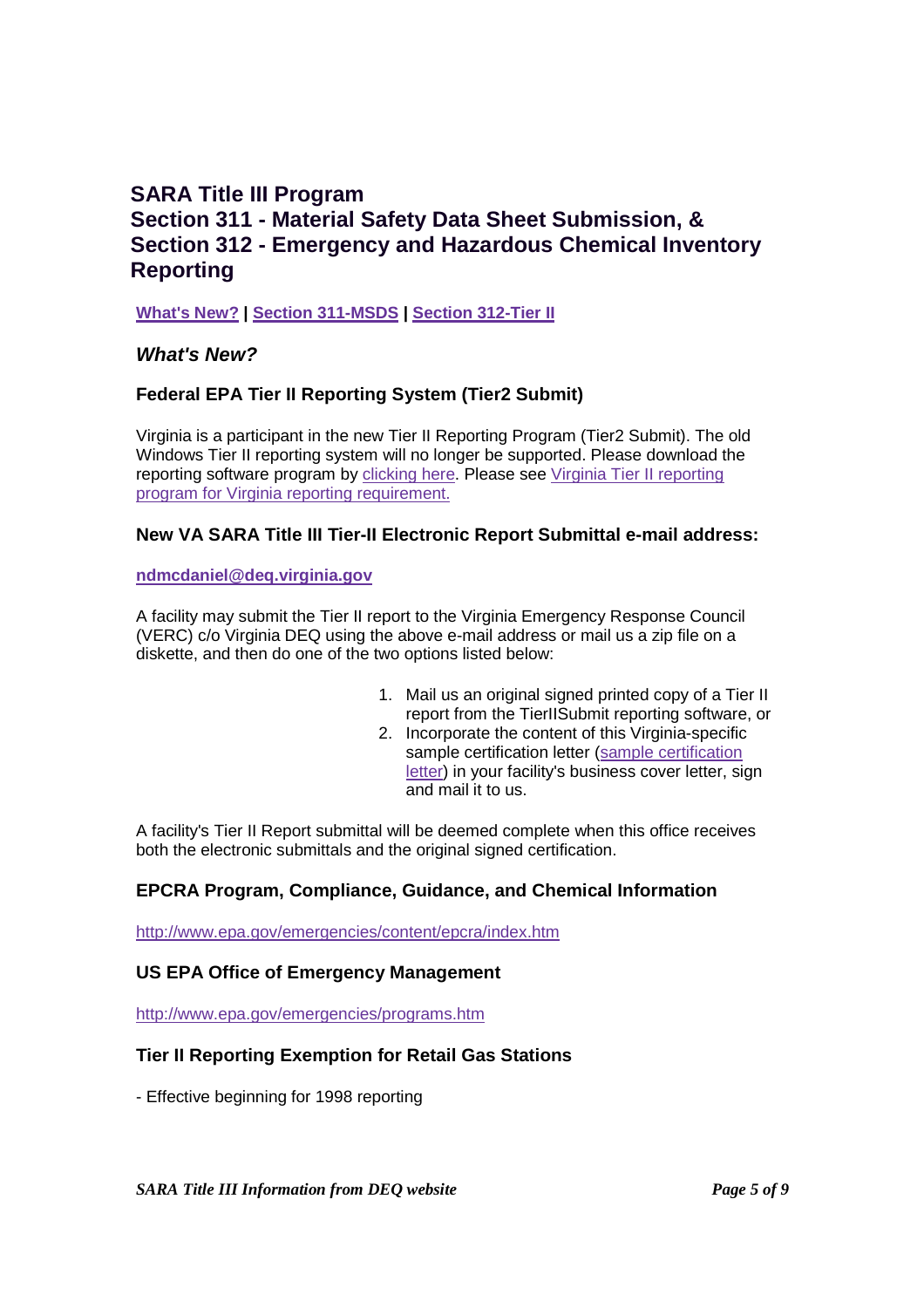# SARA Title III Program
# Section 311 - Material Safety Data Sheet Submission, & Section 312 - Emergency and Hazardous Chemical Inventory Reporting

**What's New? | Section 311-MSDS | Section 312-Tier II**

### *What's New?*

#### Federal EPA Tier II Reporting System (Tier2 Submit)

Virginia is a participant in the new Tier II Reporting Program (Tier2 Submit). The old Windows Tier II reporting system will no longer be supported. Please download the reporting software program by clicking here. Please see Virginia Tier II reporting program for Virginia reporting requirement.

#### New VA SARA Title III Tier-II Electronic Report Submittal e-mail address:

**ndmcdaniel@deq.virginia.gov**

A facility may submit the Tier II report to the Virginia Emergency Response Council (VERC) c/o Virginia DEQ using the above e-mail address or mail us a zip file on a diskette, and then do one of the two options listed below:

1. Mail us an original signed printed copy of a Tier II report from the TierIISubmit reporting software, or
2. Incorporate the content of this Virginia-specific sample certification letter (sample certification letter) in your facility's business cover letter, sign and mail it to us.

A facility's Tier II Report submittal will be deemed complete when this office receives both the electronic submittals and the original signed certification.

#### EPCRA Program, Compliance, Guidance, and Chemical Information

http://www.epa.gov/emergencies/content/epcra/index.htm

#### US EPA Office of Emergency Management

http://www.epa.gov/emergencies/programs.htm

#### Tier II Reporting Exemption for Retail Gas Stations

- Effective beginning for 1998 reporting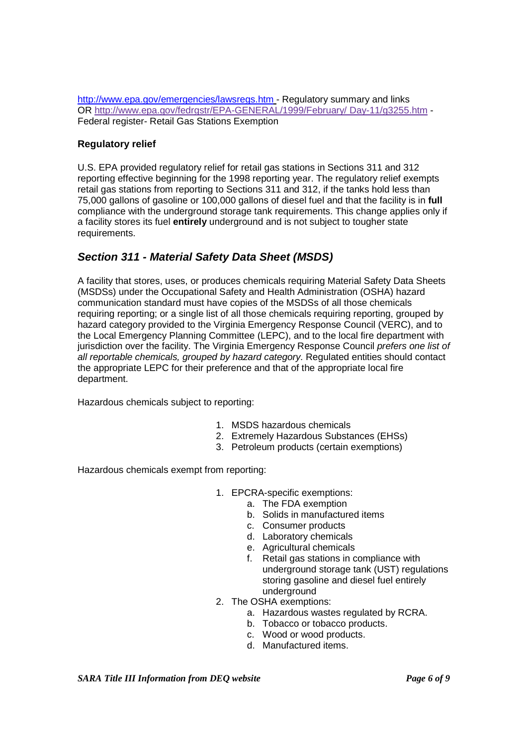http://www.epa.gov/emergencies/lawsregs.htm - Regulatory summary and links OR http://www.epa.gov/fedrgstr/EPA-GENERAL/1999/February/ Day-11/g3255.htm - Federal register- Retail Gas Stations Exemption

**Regulatory relief**

U.S. EPA provided regulatory relief for retail gas stations in Sections 311 and 312 reporting effective beginning for the 1998 reporting year. The regulatory relief exempts retail gas stations from reporting to Sections 311 and 312, if the tanks hold less than 75,000 gallons of gasoline or 100,000 gallons of diesel fuel and that the facility is in **full** compliance with the underground storage tank requirements. This change applies only if a facility stores its fuel **entirely** underground and is not subject to tougher state requirements.

## *Section 311 - Material Safety Data Sheet (MSDS)*

A facility that stores, uses, or produces chemicals requiring Material Safety Data Sheets (MSDSs) under the Occupational Safety and Health Administration (OSHA) hazard communication standard must have copies of the MSDSs of all those chemicals requiring reporting; or a single list of all those chemicals requiring reporting, grouped by hazard category provided to the Virginia Emergency Response Council (VERC), and to the Local Emergency Planning Committee (LEPC), and to the local fire department with jurisdiction over the facility. The Virginia Emergency Response Council *prefers one list of all reportable chemicals, grouped by hazard category.* Regulated entities should contact the appropriate LEPC for their preference and that of the appropriate local fire department.

Hazardous chemicals subject to reporting:

1. MSDS hazardous chemicals
2. Extremely Hazardous Substances (EHSs)
3. Petroleum products (certain exemptions)

Hazardous chemicals exempt from reporting:

1. EPCRA-specific exemptions:
    a. The FDA exemption
    b. Solids in manufactured items
    c. Consumer products
    d. Laboratory chemicals
    e. Agricultural chemicals
    f. Retail gas stations in compliance with underground storage tank (UST) regulations storing gasoline and diesel fuel entirely underground
2. The OSHA exemptions:
    a. Hazardous wastes regulated by RCRA.
    b. Tobacco or tobacco products.
    c. Wood or wood products.
    d. Manufactured items.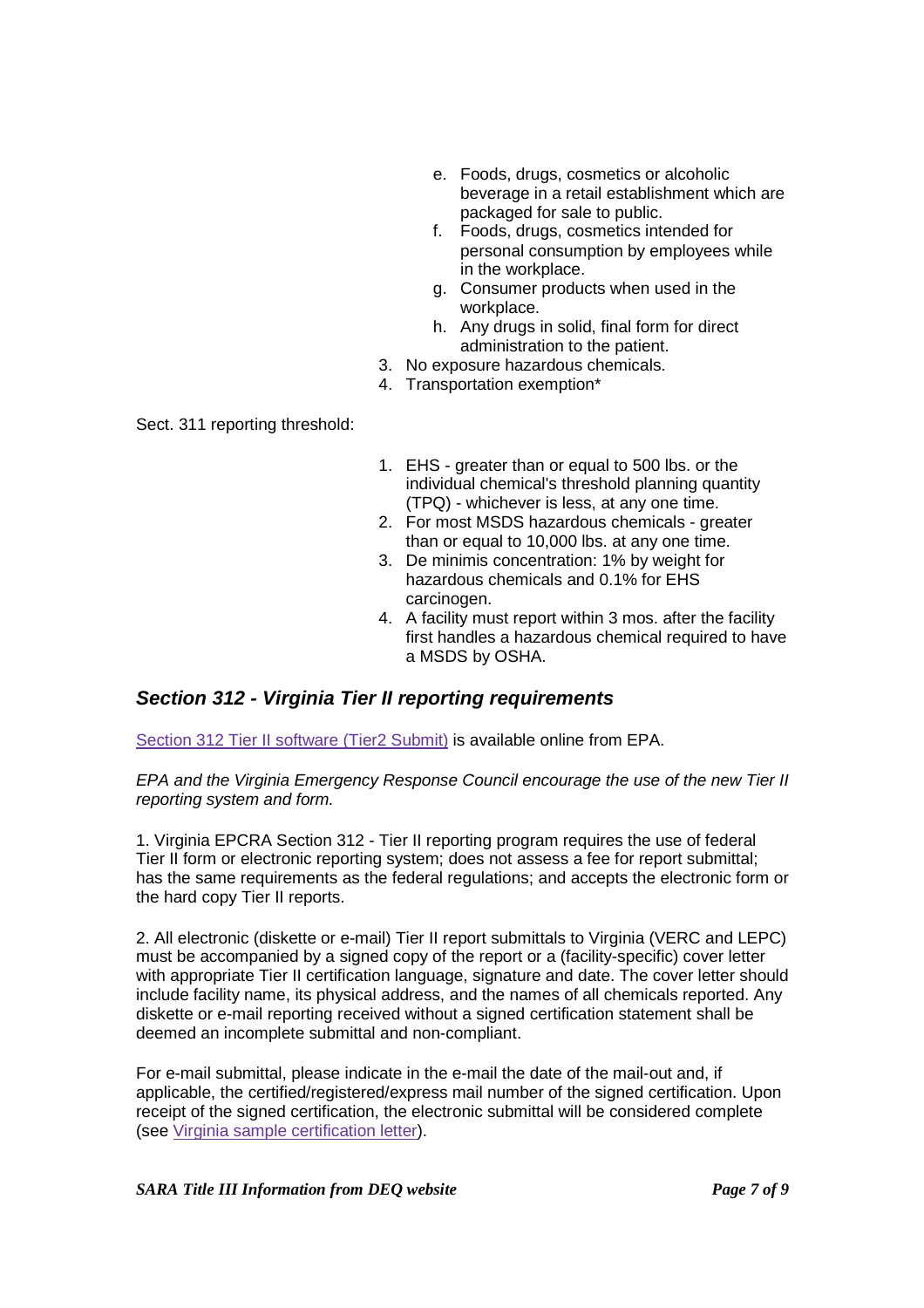e. Foods, drugs, cosmetics or alcoholic beverage in a retail establishment which are packaged for sale to public.
   f. Foods, drugs, cosmetics intended for personal consumption by employees while in the workplace.
   g. Consumer products when used in the workplace.
   h. Any drugs in solid, final form for direct administration to the patient.
3. No exposure hazardous chemicals.
4. Transportation exemption*

Sect. 311 reporting threshold:

1. EHS - greater than or equal to 500 lbs. or the individual chemical's threshold planning quantity (TPQ) - whichever is less, at any one time.
2. For most MSDS hazardous chemicals - greater than or equal to 10,000 lbs. at any one time.
3. De minimis concentration: 1% by weight for hazardous chemicals and 0.1% for EHS carcinogen.
4. A facility must report within 3 mos. after the facility first handles a hazardous chemical required to have a MSDS by OSHA.

## *Section 312 - Virginia Tier II reporting requirements*

Section 312 Tier II software (Tier2 Submit) is available online from EPA.

*EPA and the Virginia Emergency Response Council encourage the use of the new Tier II reporting system and form.*

1. Virginia EPCRA Section 312 - Tier II reporting program requires the use of federal Tier II form or electronic reporting system; does not assess a fee for report submittal; has the same requirements as the federal regulations; and accepts the electronic form or the hard copy Tier II reports.

2. All electronic (diskette or e-mail) Tier II report submittals to Virginia (VERC and LEPC) must be accompanied by a signed copy of the report or a (facility-specific) cover letter with appropriate Tier II certification language, signature and date. The cover letter should include facility name, its physical address, and the names of all chemicals reported. Any diskette or e-mail reporting received without a signed certification statement shall be deemed an incomplete submittal and non-compliant.

For e-mail submittal, please indicate in the e-mail the date of the mail-out and, if applicable, the certified/registered/express mail number of the signed certification. Upon receipt of the signed certification, the electronic submittal will be considered complete (see Virginia sample certification letter).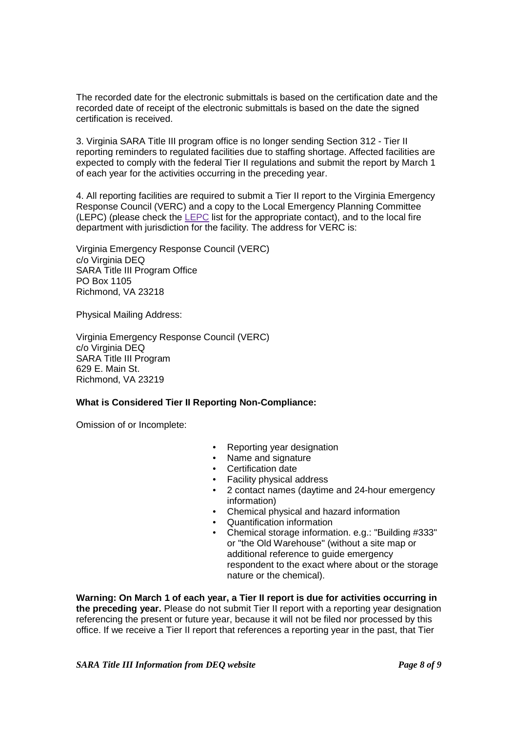The recorded date for the electronic submittals is based on the certification date and the recorded date of receipt of the electronic submittals is based on the date the signed certification is received.

3. Virginia SARA Title III program office is no longer sending Section 312 - Tier II reporting reminders to regulated facilities due to staffing shortage. Affected facilities are expected to comply with the federal Tier II regulations and submit the report by March 1 of each year for the activities occurring in the preceding year.

4. All reporting facilities are required to submit a Tier II report to the Virginia Emergency Response Council (VERC) and a copy to the Local Emergency Planning Committee (LEPC) (please check the LEPC list for the appropriate contact), and to the local fire department with jurisdiction for the facility. The address for VERC is:

Virginia Emergency Response Council (VERC)
c/o Virginia DEQ
SARA Title III Program Office
PO Box 1105
Richmond, VA 23218

Physical Mailing Address:

Virginia Emergency Response Council (VERC)
c/o Virginia DEQ
SARA Title III Program
629 E. Main St.
Richmond, VA 23219

**What is Considered Tier II Reporting Non-Compliance:**

Omission of or Incomplete:

- Reporting year designation
- Name and signature
- Certification date
- Facility physical address
- 2 contact names (daytime and 24-hour emergency information)
- Chemical physical and hazard information
- Quantification information
- Chemical storage information. e.g.: "Building #333" or "the Old Warehouse" (without a site map or additional reference to guide emergency respondent to the exact where about or the storage nature or the chemical).

**Warning: On March 1 of each year, a Tier II report is due for activities occurring in the preceding year.** Please do not submit Tier II report with a reporting year designation referencing the present or future year, because it will not be filed nor processed by this office. If we receive a Tier II report that references a reporting year in the past, that Tier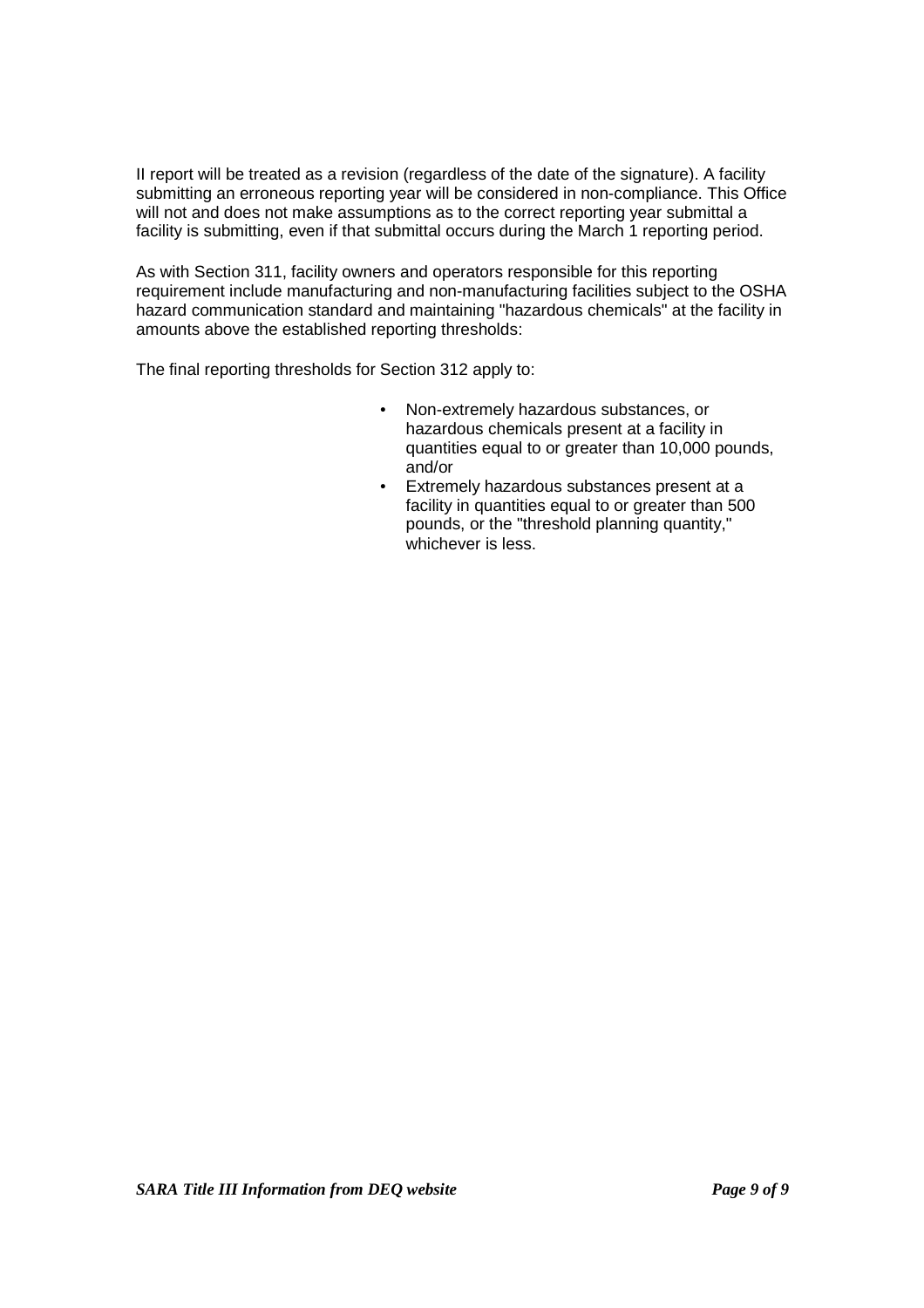II report will be treated as a revision (regardless of the date of the signature). A facility submitting an erroneous reporting year will be considered in non-compliance. This Office will not and does not make assumptions as to the correct reporting year submittal a facility is submitting, even if that submittal occurs during the March 1 reporting period.

As with Section 311, facility owners and operators responsible for this reporting requirement include manufacturing and non-manufacturing facilities subject to the OSHA hazard communication standard and maintaining "hazardous chemicals" at the facility in amounts above the established reporting thresholds:

The final reporting thresholds for Section 312 apply to:

- Non-extremely hazardous substances, or hazardous chemicals present at a facility in quantities equal to or greater than 10,000 pounds, and/or
- Extremely hazardous substances present at a facility in quantities equal to or greater than 500 pounds, or the "threshold planning quantity," whichever is less.